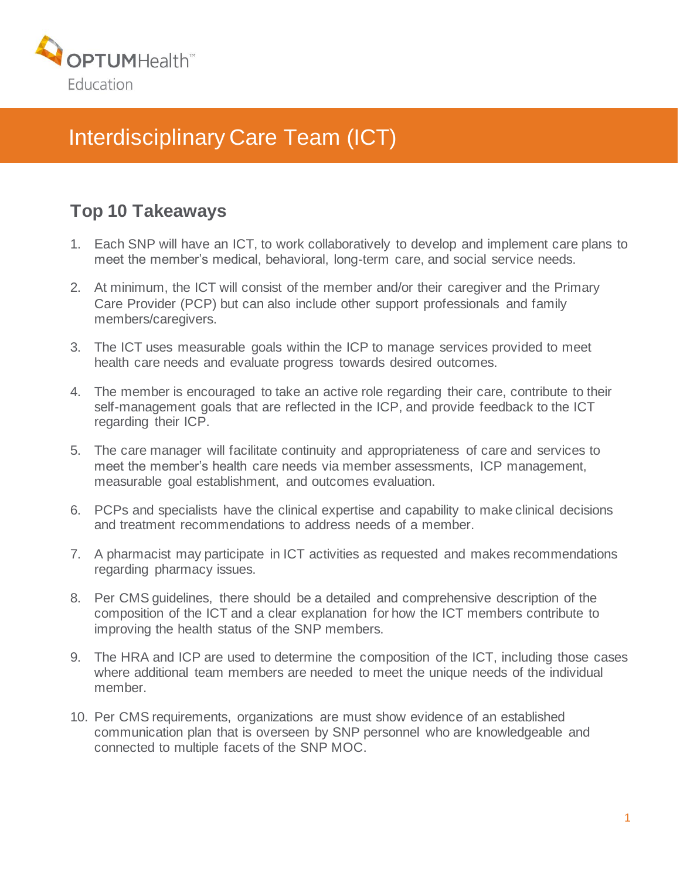OPTUMHealth™
Education

# Interdisciplinary Care Team (ICT)

## Top 10 Takeaways

1. Each SNP will have an ICT, to work collaboratively to develop and implement care plans to meet the member's medical, behavioral, long-term care, and social service needs.
2. At minimum, the ICT will consist of the member and/or their caregiver and the Primary Care Provider (PCP) but can also include other support professionals and family members/caregivers.
3. The ICT uses measurable goals within the ICP to manage services provided to meet health care needs and evaluate progress towards desired outcomes.
4. The member is encouraged to take an active role regarding their care, contribute to their self-management goals that are reflected in the ICP, and provide feedback to the ICT regarding their ICP.
5. The care manager will facilitate continuity and appropriateness of care and services to meet the member's health care needs via member assessments, ICP management, measurable goal establishment, and outcomes evaluation.
6. PCPs and specialists have the clinical expertise and capability to make clinical decisions and treatment recommendations to address needs of a member.
7. A pharmacist may participate in ICT activities as requested and makes recommendations regarding pharmacy issues.
8. Per CMS guidelines, there should be a detailed and comprehensive description of the composition of the ICT and a clear explanation for how the ICT members contribute to improving the health status of the SNP members.
9. The HRA and ICP are used to determine the composition of the ICT, including those cases where additional team members are needed to meet the unique needs of the individual member.
10. Per CMS requirements, organizations are must show evidence of an established communication plan that is overseen by SNP personnel who are knowledgeable and connected to multiple facets of the SNP MOC.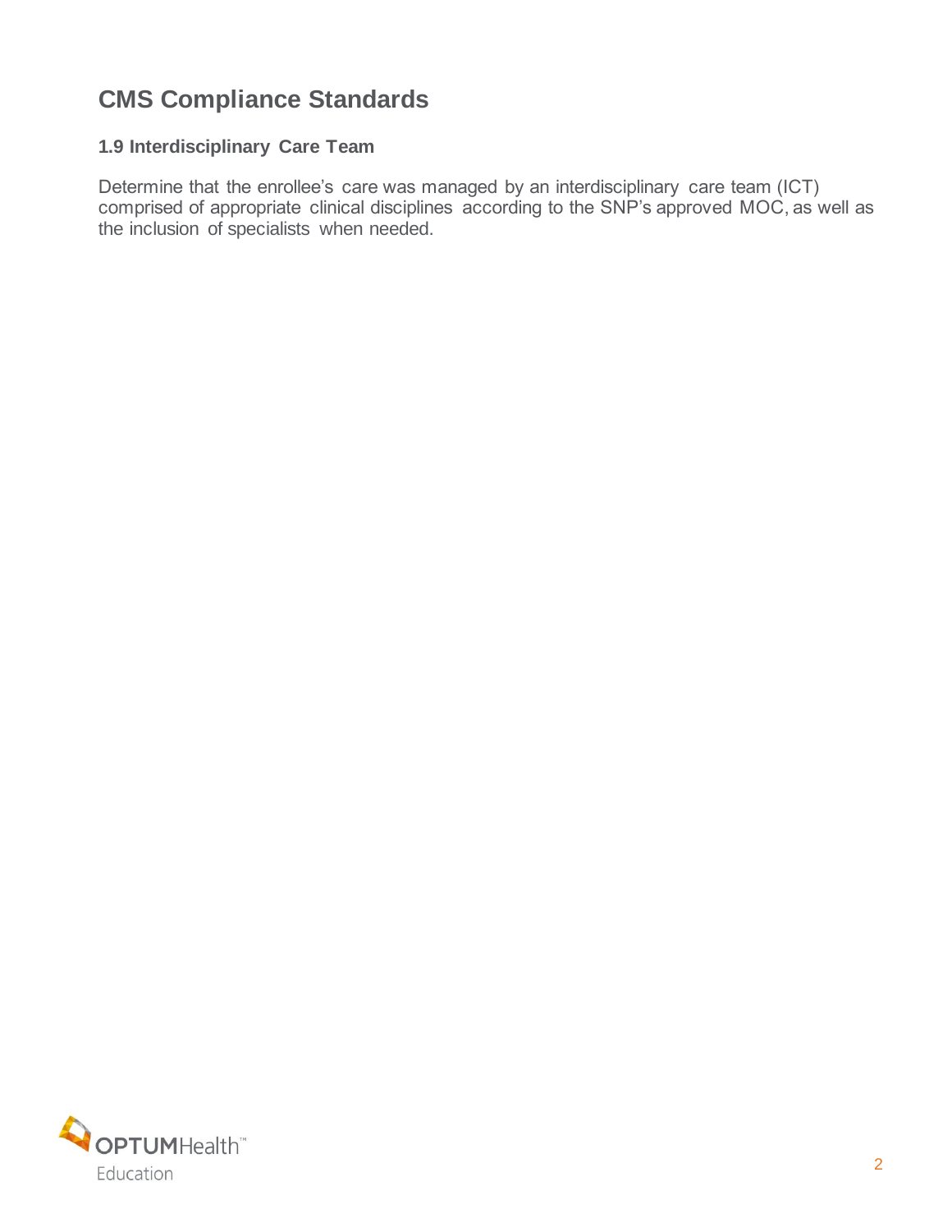## CMS Compliance Standards

### 1.9 Interdisciplinary Care Team

Determine that the enrollee's care was managed by an interdisciplinary care team (ICT) comprised of appropriate clinical disciplines according to the SNP's approved MOC, as well as the inclusion of specialists when needed.